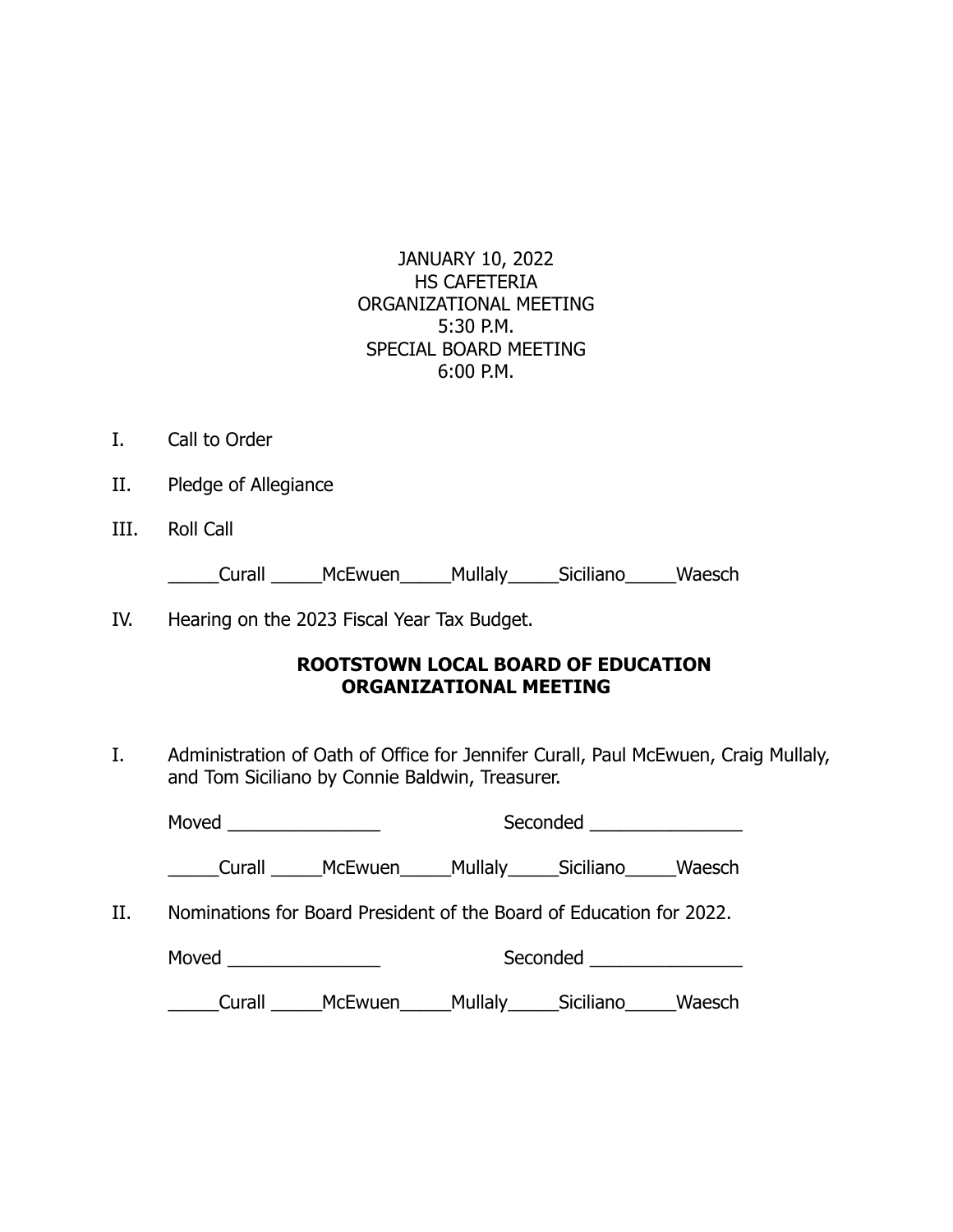JANUARY 10, 2022
HS CAFETERIA
ORGANIZATIONAL MEETING
5:30 P.M.
SPECIAL BOARD MEETING
6:00 P.M.

I. Call to Order

II. Pledge of Allegiance

III. Roll Call

_____Curall _____McEwuen_____Mullaly_____Siciliano_____Waesch

IV. Hearing on the 2023 Fiscal Year Tax Budget.

## ROOTSTOWN LOCAL BOARD OF EDUCATION ORGANIZATIONAL MEETING

I. Administration of Oath of Office for Jennifer Curall, Paul McEwuen, Craig Mullaly, and Tom Siciliano by Connie Baldwin, Treasurer.

Moved _______________ Seconded _______________

_____Curall _____McEwuen_____Mullaly_____Siciliano_____Waesch

II. Nominations for Board President of the Board of Education for 2022.

Moved _______________ Seconded _______________

_____Curall _____McEwuen_____Mullaly_____Siciliano_____Waesch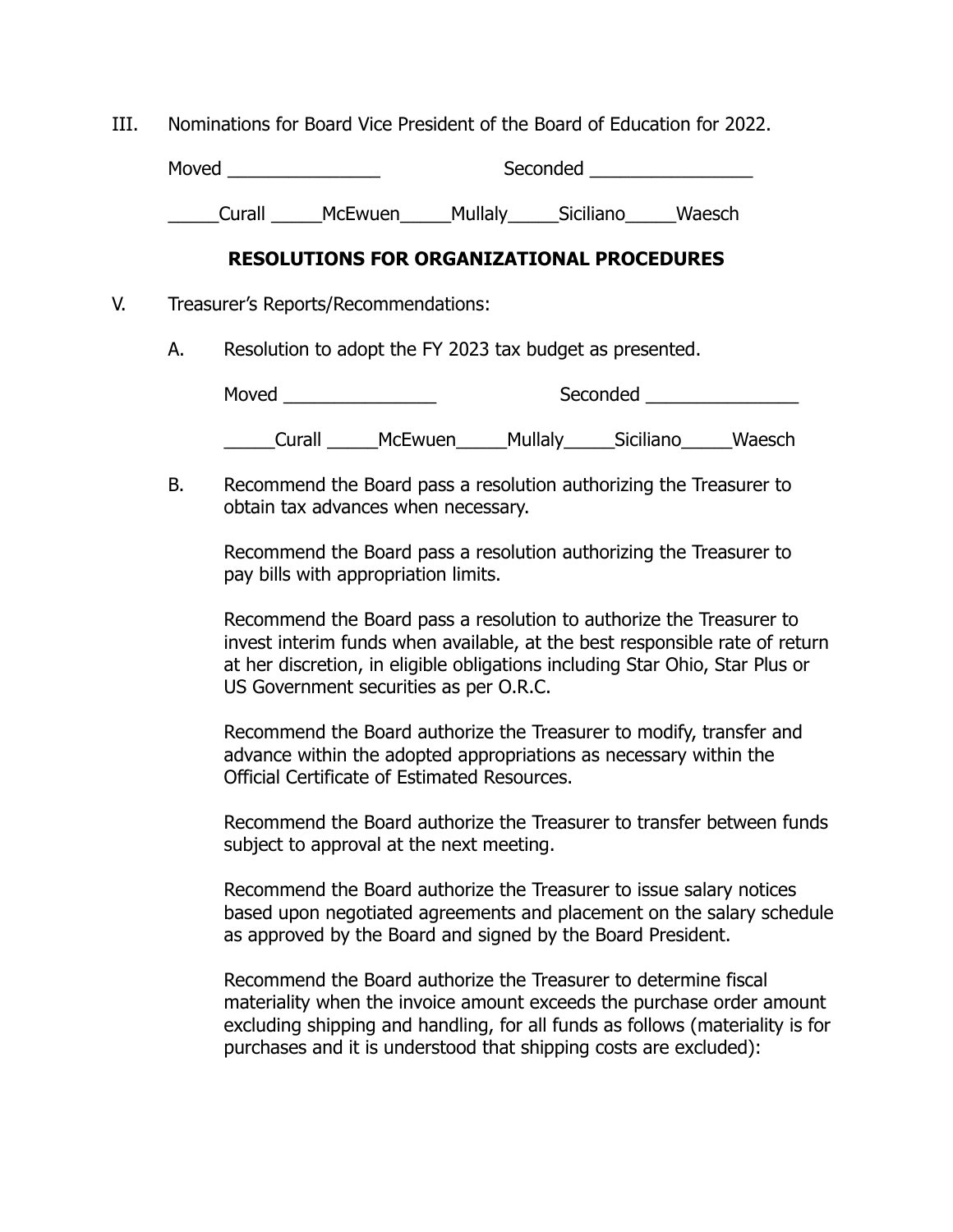III. Nominations for Board Vice President of the Board of Education for 2022.

Moved _______________ Seconded ________________

_____Curall _____McEwuen_____Mullaly_____Siciliano_____Waesch

### RESOLUTIONS FOR ORGANIZATIONAL PROCEDURES

V. Treasurer's Reports/Recommendations:

A. Resolution to adopt the FY 2023 tax budget as presented.

Moved _______________ Seconded _______________

_____Curall _____McEwuen_____Mullaly_____Siciliano_____Waesch

B. Recommend the Board pass a resolution authorizing the Treasurer to obtain tax advances when necessary.

Recommend the Board pass a resolution authorizing the Treasurer to pay bills with appropriation limits.

Recommend the Board pass a resolution to authorize the Treasurer to invest interim funds when available, at the best responsible rate of return at her discretion, in eligible obligations including Star Ohio, Star Plus or US Government securities as per O.R.C.

Recommend the Board authorize the Treasurer to modify, transfer and advance within the adopted appropriations as necessary within the Official Certificate of Estimated Resources.

Recommend the Board authorize the Treasurer to transfer between funds subject to approval at the next meeting.

Recommend the Board authorize the Treasurer to issue salary notices based upon negotiated agreements and placement on the salary schedule as approved by the Board and signed by the Board President.

Recommend the Board authorize the Treasurer to determine fiscal materiality when the invoice amount exceeds the purchase order amount excluding shipping and handling, for all funds as follows (materiality is for purchases and it is understood that shipping costs are excluded):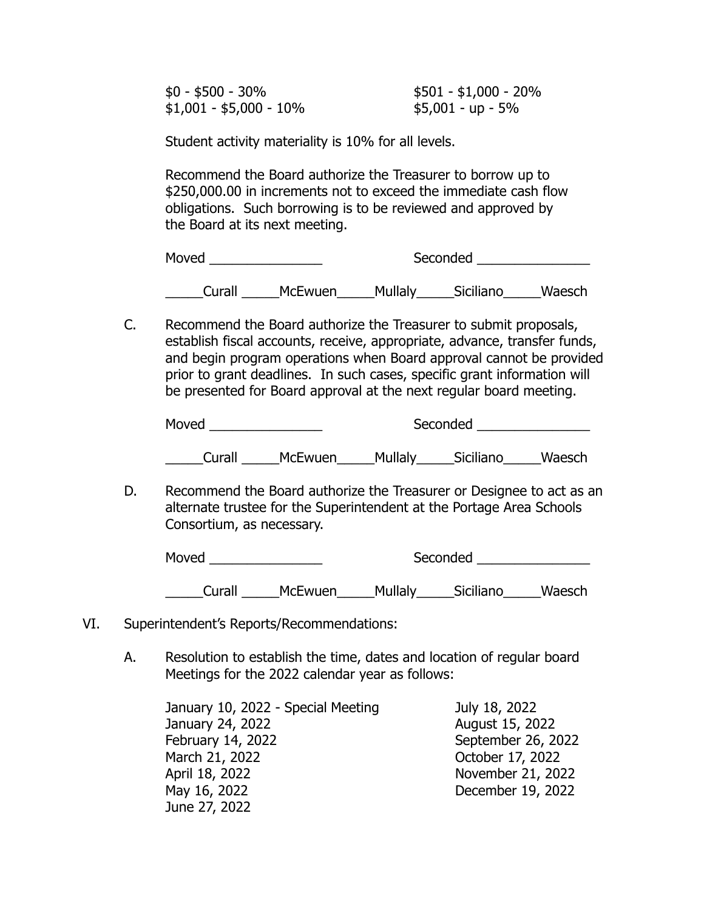$0 - $500 - 30%
$501 - $1,000 - 20%
$1,001 - $5,000 - 10%
$5,001 - up - 5%

Student activity materiality is 10% for all levels.

Recommend the Board authorize the Treasurer to borrow up to $250,000.00 in increments not to exceed the immediate cash flow obligations. Such borrowing is to be reviewed and approved by the Board at its next meeting.

Moved _______________ Seconded _______________

_____Curall _____McEwuen_____Mullaly_____Siciliano_____Waesch

C. Recommend the Board authorize the Treasurer to submit proposals, establish fiscal accounts, receive, appropriate, advance, transfer funds, and begin program operations when Board approval cannot be provided prior to grant deadlines. In such cases, specific grant information will be presented for Board approval at the next regular board meeting.

Moved _______________ Seconded _______________

_____Curall _____McEwuen_____Mullaly_____Siciliano_____Waesch

D. Recommend the Board authorize the Treasurer or Designee to act as an alternate trustee for the Superintendent at the Portage Area Schools Consortium, as necessary.

Moved _______________ Seconded _______________

_____Curall _____McEwuen_____Mullaly_____Siciliano_____Waesch

VI. Superintendent's Reports/Recommendations:

A. Resolution to establish the time, dates and location of regular board Meetings for the 2022 calendar year as follows:

January 10, 2022 - Special Meeting
January 24, 2022
February 14, 2022
March 21, 2022
April 18, 2022
May 16, 2022
June 27, 2022
July 18, 2022
August 15, 2022
September 26, 2022
October 17, 2022
November 21, 2022
December 19, 2022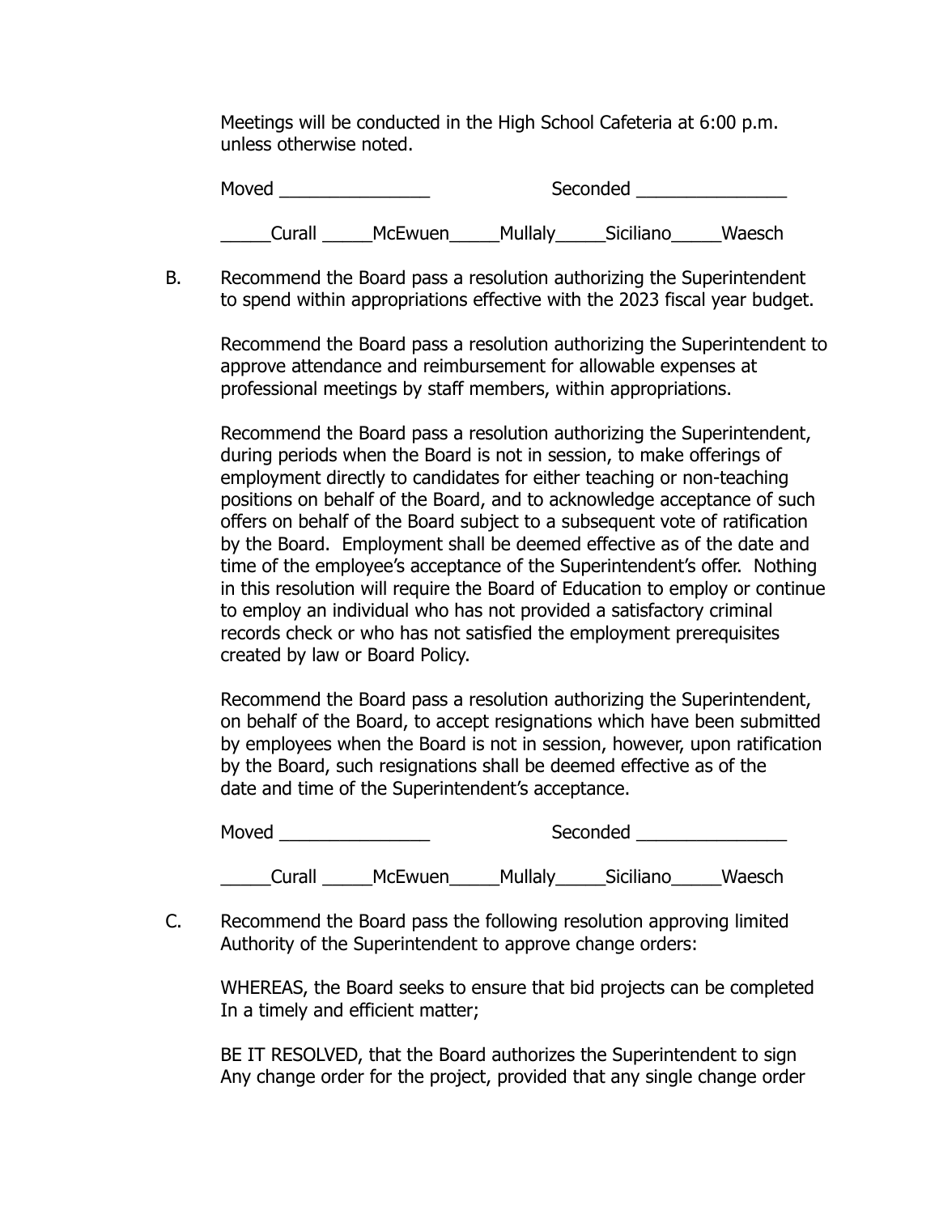Meetings will be conducted in the High School Cafeteria at 6:00 p.m. unless otherwise noted.

Moved _______________ Seconded _______________

_____Curall _____McEwuen_____Mullaly_____Siciliano_____Waesch

B. Recommend the Board pass a resolution authorizing the Superintendent to spend within appropriations effective with the 2023 fiscal year budget.

Recommend the Board pass a resolution authorizing the Superintendent to approve attendance and reimbursement for allowable expenses at professional meetings by staff members, within appropriations.

Recommend the Board pass a resolution authorizing the Superintendent, during periods when the Board is not in session, to make offerings of employment directly to candidates for either teaching or non-teaching positions on behalf of the Board, and to acknowledge acceptance of such offers on behalf of the Board subject to a subsequent vote of ratification by the Board. Employment shall be deemed effective as of the date and time of the employee's acceptance of the Superintendent's offer. Nothing in this resolution will require the Board of Education to employ or continue to employ an individual who has not provided a satisfactory criminal records check or who has not satisfied the employment prerequisites created by law or Board Policy.

Recommend the Board pass a resolution authorizing the Superintendent, on behalf of the Board, to accept resignations which have been submitted by employees when the Board is not in session, however, upon ratification by the Board, such resignations shall be deemed effective as of the date and time of the Superintendent's acceptance.

Moved _______________ Seconded _______________

_____Curall _____McEwuen_____Mullaly_____Siciliano_____Waesch

C. Recommend the Board pass the following resolution approving limited Authority of the Superintendent to approve change orders:

WHEREAS, the Board seeks to ensure that bid projects can be completed In a timely and efficient matter;

BE IT RESOLVED, that the Board authorizes the Superintendent to sign Any change order for the project, provided that any single change order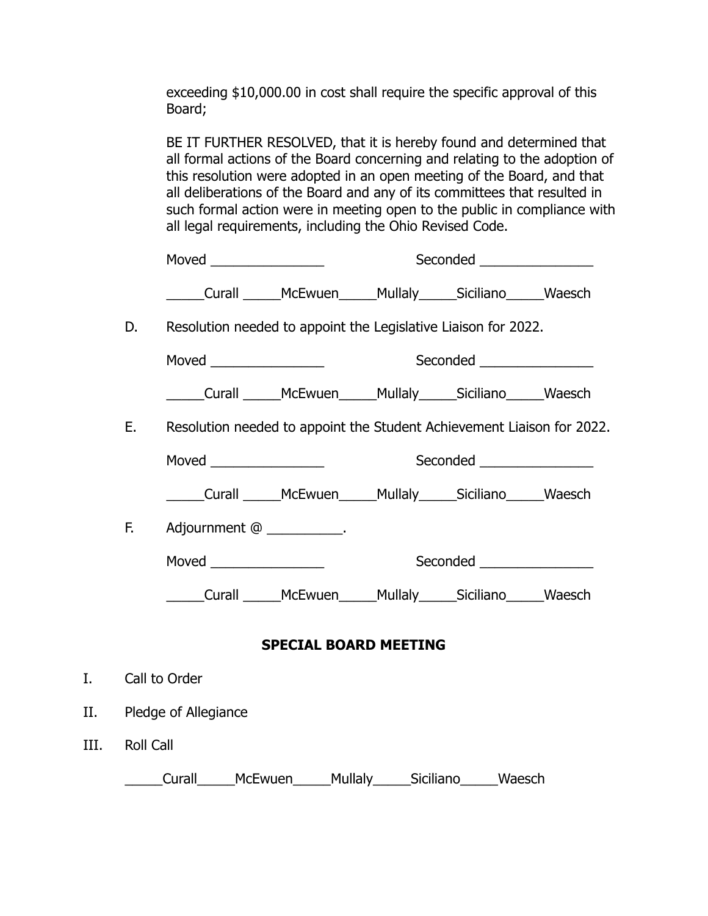exceeding $10,000.00 in cost shall require the specific approval of this Board;

BE IT FURTHER RESOLVED, that it is hereby found and determined that all formal actions of the Board concerning and relating to the adoption of this resolution were adopted in an open meeting of the Board, and that all deliberations of the Board and any of its committees that resulted in such formal action were in meeting open to the public in compliance with all legal requirements, including the Ohio Revised Code.

Moved _______________ Seconded _______________

_____Curall _____McEwuen_____Mullaly_____Siciliano_____Waesch

D. Resolution needed to appoint the Legislative Liaison for 2022.

Moved _______________ Seconded _______________

_____Curall _____McEwuen_____Mullaly_____Siciliano_____Waesch

E. Resolution needed to appoint the Student Achievement Liaison for 2022.

Moved _______________ Seconded _______________

_____Curall _____McEwuen_____Mullaly_____Siciliano_____Waesch

F. Adjournment @ __________.

Moved _______________ Seconded _______________

_____Curall _____McEwuen_____Mullaly_____Siciliano_____Waesch

## SPECIAL BOARD MEETING

I. Call to Order

II. Pledge of Allegiance

III. Roll Call

_____Curall_____McEwuen_____Mullaly_____Siciliano_____Waesch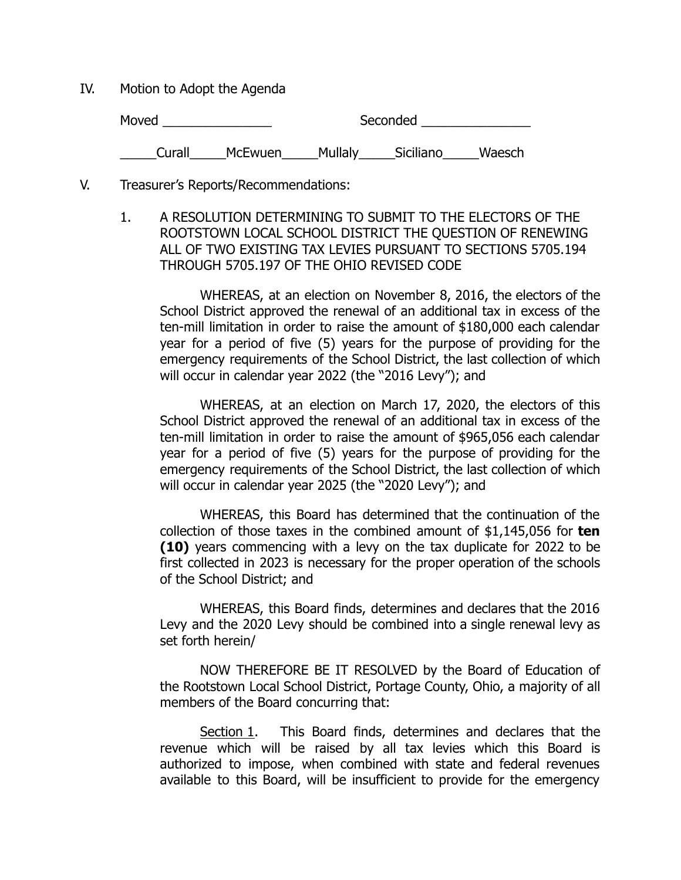IV. Motion to Adopt the Agenda

Moved _______________ Seconded _______________

_____Curall_____McEwuen_____Mullaly_____Siciliano_____Waesch

V. Treasurer's Reports/Recommendations:

1. A RESOLUTION DETERMINING TO SUBMIT TO THE ELECTORS OF THE ROOTSTOWN LOCAL SCHOOL DISTRICT THE QUESTION OF RENEWING ALL OF TWO EXISTING TAX LEVIES PURSUANT TO SECTIONS 5705.194 THROUGH 5705.197 OF THE OHIO REVISED CODE

   WHEREAS, at an election on November 8, 2016, the electors of the School District approved the renewal of an additional tax in excess of the ten-mill limitation in order to raise the amount of $180,000 each calendar year for a period of five (5) years for the purpose of providing for the emergency requirements of the School District, the last collection of which will occur in calendar year 2022 (the "2016 Levy"); and

   WHEREAS, at an election on March 17, 2020, the electors of this School District approved the renewal of an additional tax in excess of the ten-mill limitation in order to raise the amount of $965,056 each calendar year for a period of five (5) years for the purpose of providing for the emergency requirements of the School District, the last collection of which will occur in calendar year 2025 (the "2020 Levy"); and

   WHEREAS, this Board has determined that the continuation of the collection of those taxes in the combined amount of $1,145,056 for **ten (10)** years commencing with a levy on the tax duplicate for 2022 to be first collected in 2023 is necessary for the proper operation of the schools of the School District; and

   WHEREAS, this Board finds, determines and declares that the 2016 Levy and the 2020 Levy should be combined into a single renewal levy as set forth herein/

   NOW THEREFORE BE IT RESOLVED by the Board of Education of the Rootstown Local School District, Portage County, Ohio, a majority of all members of the Board concurring that:

   Section 1. This Board finds, determines and declares that the revenue which will be raised by all tax levies which this Board is authorized to impose, when combined with state and federal revenues available to this Board, will be insufficient to provide for the emergency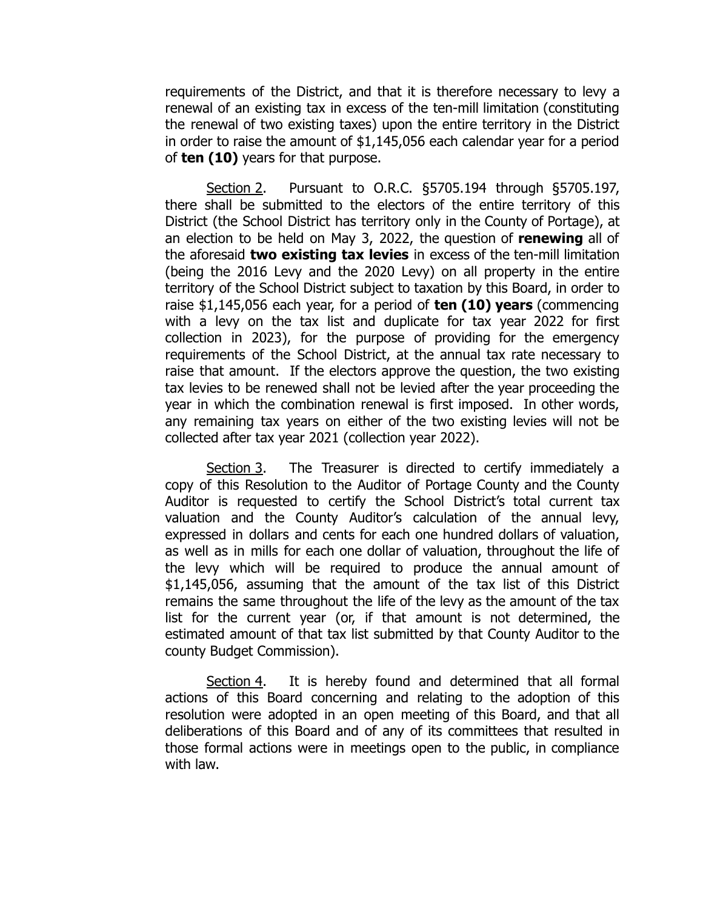requirements of the District, and that it is therefore necessary to levy a renewal of an existing tax in excess of the ten-mill limitation (constituting the renewal of two existing taxes) upon the entire territory in the District in order to raise the amount of $1,145,056 each calendar year for a period of **ten (10)** years for that purpose.

Section 2. Pursuant to O.R.C. §5705.194 through §5705.197, there shall be submitted to the electors of the entire territory of this District (the School District has territory only in the County of Portage), at an election to be held on May 3, 2022, the question of **renewing** all of the aforesaid **two existing tax levies** in excess of the ten-mill limitation (being the 2016 Levy and the 2020 Levy) on all property in the entire territory of the School District subject to taxation by this Board, in order to raise $1,145,056 each year, for a period of **ten (10) years** (commencing with a levy on the tax list and duplicate for tax year 2022 for first collection in 2023), for the purpose of providing for the emergency requirements of the School District, at the annual tax rate necessary to raise that amount. If the electors approve the question, the two existing tax levies to be renewed shall not be levied after the year proceeding the year in which the combination renewal is first imposed. In other words, any remaining tax years on either of the two existing levies will not be collected after tax year 2021 (collection year 2022).

Section 3. The Treasurer is directed to certify immediately a copy of this Resolution to the Auditor of Portage County and the County Auditor is requested to certify the School District's total current tax valuation and the County Auditor's calculation of the annual levy, expressed in dollars and cents for each one hundred dollars of valuation, as well as in mills for each one dollar of valuation, throughout the life of the levy which will be required to produce the annual amount of $1,145,056, assuming that the amount of the tax list of this District remains the same throughout the life of the levy as the amount of the tax list for the current year (or, if that amount is not determined, the estimated amount of that tax list submitted by that County Auditor to the county Budget Commission).

Section 4. It is hereby found and determined that all formal actions of this Board concerning and relating to the adoption of this resolution were adopted in an open meeting of this Board, and that all deliberations of this Board and of any of its committees that resulted in those formal actions were in meetings open to the public, in compliance with law.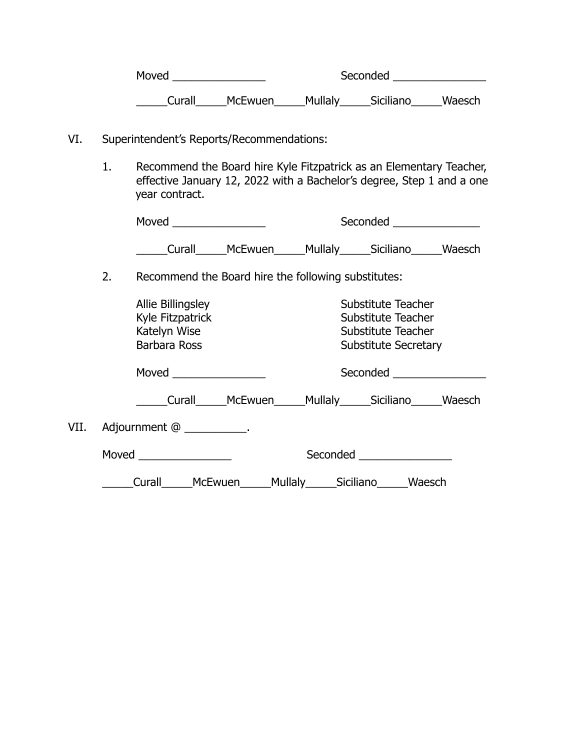Moved _______________ Seconded _______________

_____Curall_____McEwuen_____Mullaly_____Siciliano_____Waesch

VI. Superintendent's Reports/Recommendations:

1. Recommend the Board hire Kyle Fitzpatrick as an Elementary Teacher, effective January 12, 2022 with a Bachelor's degree, Step 1 and a one year contract.

   Moved _______________ Seconded ______________

   _____Curall_____McEwuen_____Mullaly_____Siciliano_____Waesch

2. Recommend the Board hire the following substitutes:

| | |
|---|---|
| Allie Billingsley | Substitute Teacher |
| Kyle Fitzpatrick | Substitute Teacher |
| Katelyn Wise | Substitute Teacher |
| Barbara Ross | Substitute Secretary |

   Moved _______________ Seconded _______________

   _____Curall_____McEwuen_____Mullaly_____Siciliano_____Waesch

VII. Adjournment @ __________.

Moved _______________ Seconded _______________

_____Curall_____McEwuen_____Mullaly_____Siciliano_____Waesch